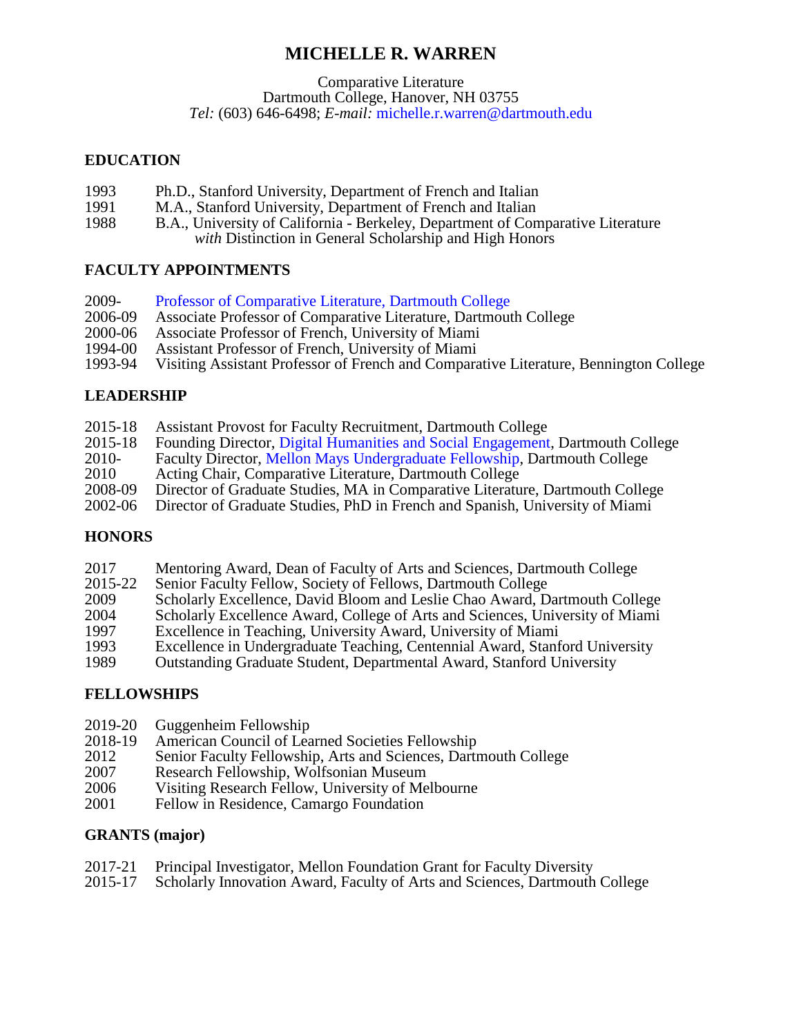# MICHELLE R. WARREN

Comparative Literature
Dartmouth College, Hanover, NH 03755
*Tel:* (603) 646-6498; *E-mail:* michelle.r.warren@dartmouth.edu

## EDUCATION

1993 Ph.D., Stanford University, Department of French and Italian
1991 M.A., Stanford University, Department of French and Italian
1988 B.A., University of California - Berkeley, Department of Comparative Literature
*with* Distinction in General Scholarship and High Honors

## FACULTY APPOINTMENTS

2009- Professor of Comparative Literature, Dartmouth College
2006-09 Associate Professor of Comparative Literature, Dartmouth College
2000-06 Associate Professor of French, University of Miami
1994-00 Assistant Professor of French, University of Miami
1993-94 Visiting Assistant Professor of French and Comparative Literature, Bennington College

## LEADERSHIP

2015-18 Assistant Provost for Faculty Recruitment, Dartmouth College
2015-18 Founding Director, Digital Humanities and Social Engagement, Dartmouth College
2010- Faculty Director, Mellon Mays Undergraduate Fellowship, Dartmouth College
2010 Acting Chair, Comparative Literature, Dartmouth College
2008-09 Director of Graduate Studies, MA in Comparative Literature, Dartmouth College
2002-06 Director of Graduate Studies, PhD in French and Spanish, University of Miami

## HONORS

2017 Mentoring Award, Dean of Faculty of Arts and Sciences, Dartmouth College
2015-22 Senior Faculty Fellow, Society of Fellows, Dartmouth College
2009 Scholarly Excellence, David Bloom and Leslie Chao Award, Dartmouth College
2004 Scholarly Excellence Award, College of Arts and Sciences, University of Miami
1997 Excellence in Teaching, University Award, University of Miami
1993 Excellence in Undergraduate Teaching, Centennial Award, Stanford University
1989 Outstanding Graduate Student, Departmental Award, Stanford University

## FELLOWSHIPS

2019-20 Guggenheim Fellowship
2018-19 American Council of Learned Societies Fellowship
2012 Senior Faculty Fellowship, Arts and Sciences, Dartmouth College
2007 Research Fellowship, Wolfsonian Museum
2006 Visiting Research Fellow, University of Melbourne
2001 Fellow in Residence, Camargo Foundation

## GRANTS (major)

2017-21 Principal Investigator, Mellon Foundation Grant for Faculty Diversity
2015-17 Scholarly Innovation Award, Faculty of Arts and Sciences, Dartmouth College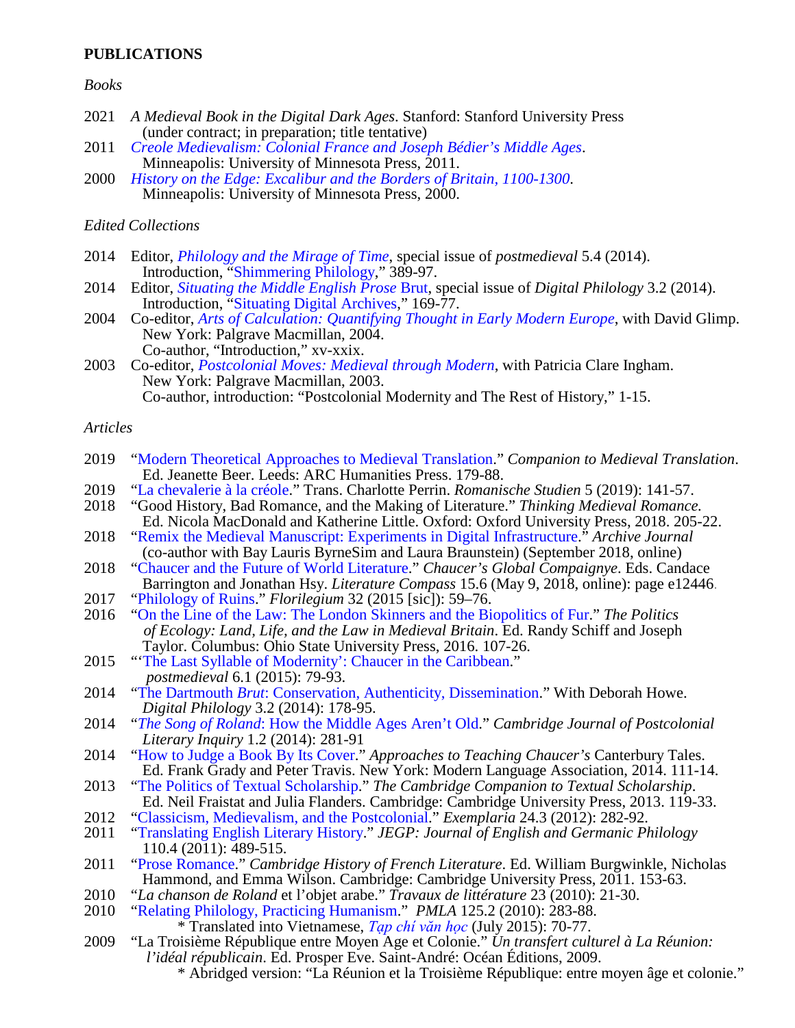## PUBLICATIONS

### *Books*

2021 *A Medieval Book in the Digital Dark Ages*. Stanford: Stanford University Press (under contract; in preparation; title tentative)

2011 *Creole Medievalism: Colonial France and Joseph Bédier's Middle Ages*. Minneapolis: University of Minnesota Press, 2011.

2000 *History on the Edge: Excalibur and the Borders of Britain, 1100-1300*. Minneapolis: University of Minnesota Press, 2000.

### *Edited Collections*

2014 Editor, *Philology and the Mirage of Time*, special issue of *postmedieval* 5.4 (2014). Introduction, "Shimmering Philology," 389-97.

2014 Editor, *Situating the Middle English Prose* Brut, special issue of *Digital Philology* 3.2 (2014). Introduction, "Situating Digital Archives," 169-77.

2004 Co-editor, *Arts of Calculation: Quantifying Thought in Early Modern Europe*, with David Glimp. New York: Palgrave Macmillan, 2004.
Co-author, "Introduction," xv-xxix.

2003 Co-editor, *Postcolonial Moves: Medieval through Modern*, with Patricia Clare Ingham. New York: Palgrave Macmillan, 2003.
Co-author, introduction: "Postcolonial Modernity and The Rest of History," 1-15.

### *Articles*

2019 "Modern Theoretical Approaches to Medieval Translation." *Companion to Medieval Translation*. Ed. Jeanette Beer. Leeds: ARC Humanities Press. 179-88.

2019 "La chevalerie à la créole." Trans. Charlotte Perrin. *Romanische Studien* 5 (2019): 141-57.

2018 "Good History, Bad Romance, and the Making of Literature." *Thinking Medieval Romance*. Ed. Nicola MacDonald and Katherine Little. Oxford: Oxford University Press, 2018. 205-22.

2018 "Remix the Medieval Manuscript: Experiments in Digital Infrastructure." *Archive Journal* (co-author with Bay Lauris ByrneSim and Laura Braunstein) (September 2018, online)

2018 "Chaucer and the Future of World Literature." *Chaucer's Global Compaignye*. Eds. Candace Barrington and Jonathan Hsy. *Literature Compass* 15.6 (May 9, 2018, online): page e12446.

2017 "Philology of Ruins." *Florilegium* 32 (2015 [sic]): 59–76.

2016 "On the Line of the Law: The London Skinners and the Biopolitics of Fur." *The Politics of Ecology: Land, Life, and the Law in Medieval Britain*. Ed. Randy Schiff and Joseph Taylor. Columbus: Ohio State University Press, 2016. 107-26.

2015 "'The Last Syllable of Modernity': Chaucer in the Caribbean." *postmedieval* 6.1 (2015): 79-93.

2014 "The Dartmouth *Brut*: Conservation, Authenticity, Dissemination." With Deborah Howe. *Digital Philology* 3.2 (2014): 178-95.

2014 "*The Song of Roland*: How the Middle Ages Aren't Old." *Cambridge Journal of Postcolonial Literary Inquiry* 1.2 (2014): 281-91

2014 "How to Judge a Book By Its Cover." *Approaches to Teaching Chaucer's* Canterbury Tales. Ed. Frank Grady and Peter Travis. New York: Modern Language Association, 2014. 111-14.

2013 "The Politics of Textual Scholarship." *The Cambridge Companion to Textual Scholarship*. Ed. Neil Fraistat and Julia Flanders. Cambridge: Cambridge University Press, 2013. 119-33.

2012 "Classicism, Medievalism, and the Postcolonial." *Exemplaria* 24.3 (2012): 282-92.

2011 "Translating English Literary History." *JEGP: Journal of English and Germanic Philology* 110.4 (2011): 489-515.

2011 "Prose Romance." *Cambridge History of French Literature*. Ed. William Burgwinkle, Nicholas Hammond, and Emma Wilson. Cambridge: Cambridge University Press, 2011. 153-63.

2010 "*La chanson de Roland* et l'objet arabe." *Travaux de littérature* 23 (2010): 21-30.

2010 "Relating Philology, Practicing Humanism." *PMLA* 125.2 (2010): 283-88.
* Translated into Vietnamese, *Tạp chí văn học* (July 2015): 70-77.

2009 "La Troisième République entre Moyen Age et Colonie." *Un transfert culturel à La Réunion: l'idéal républicain*. Ed. Prosper Eve. Saint-André: Océan Éditions, 2009.
* Abridged version: "La Réunion et la Troisième République: entre moyen âge et colonie."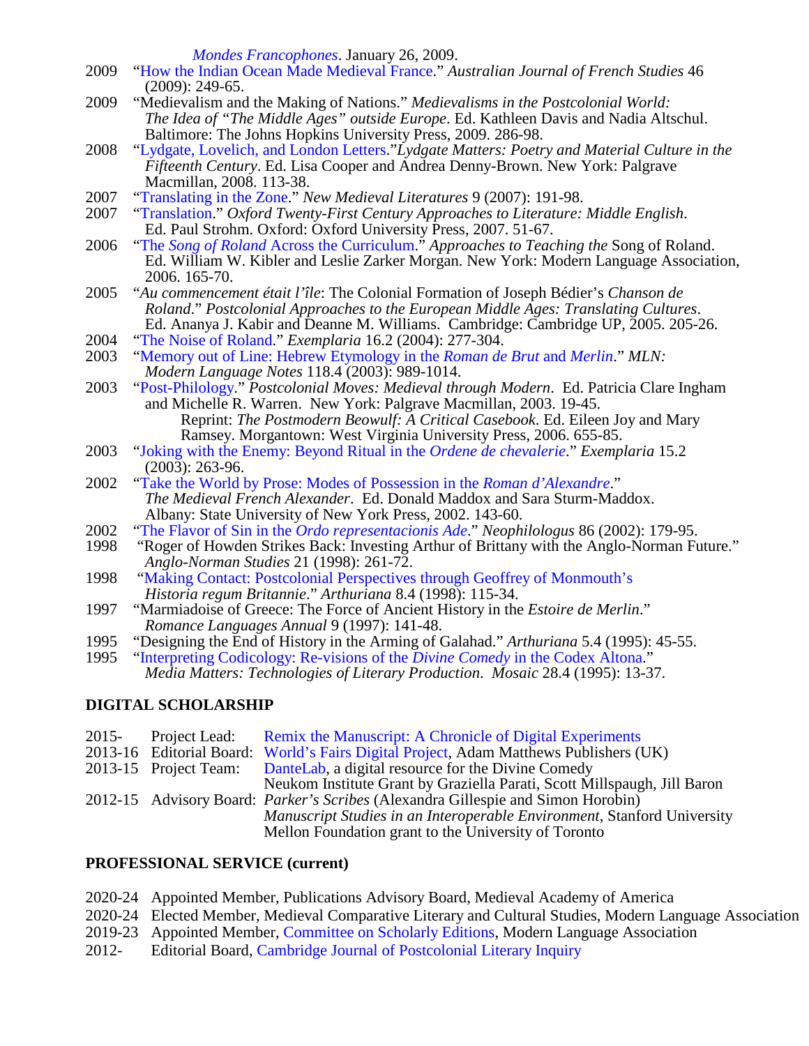*Mondes Francophones*. January 26, 2009.

2009 "How the Indian Ocean Made Medieval France." *Australian Journal of French Studies* 46 (2009): 249-65.

2009 "Medievalism and the Making of Nations." *Medievalisms in the Postcolonial World: The Idea of "The Middle Ages" outside Europe*. Ed. Kathleen Davis and Nadia Altschul. Baltimore: The Johns Hopkins University Press, 2009. 286-98.

2008 "Lydgate, Lovelich, and London Letters."*Lydgate Matters: Poetry and Material Culture in the Fifteenth Century*. Ed. Lisa Cooper and Andrea Denny-Brown. New York: Palgrave Macmillan, 2008. 113-38.

2007 "Translating in the Zone." *New Medieval Literatures* 9 (2007): 191-98.

2007 "Translation." *Oxford Twenty-First Century Approaches to Literature: Middle English*. Ed. Paul Strohm. Oxford: Oxford University Press, 2007. 51-67.

2006 "The *Song of Roland* Across the Curriculum." *Approaches to Teaching the* Song of Roland. Ed. William W. Kibler and Leslie Zarker Morgan. New York: Modern Language Association, 2006. 165-70.

2005 "*Au commencement était l'île*: The Colonial Formation of Joseph Bédier's *Chanson de Roland*." *Postcolonial Approaches to the European Middle Ages: Translating Cultures*. Ed. Ananya J. Kabir and Deanne M. Williams. Cambridge: Cambridge UP, 2005. 205-26.

2004 "The Noise of Roland." *Exemplaria* 16.2 (2004): 277-304.

2003 "Memory out of Line: Hebrew Etymology in the *Roman de Brut* and *Merlin*." *MLN: Modern Language Notes* 118.4 (2003): 989-1014.

2003 "Post-Philology." *Postcolonial Moves: Medieval through Modern*. Ed. Patricia Clare Ingham and Michelle R. Warren. New York: Palgrave Macmillan, 2003. 19-45.
Reprint: *The Postmodern Beowulf: A Critical Casebook*. Ed. Eileen Joy and Mary Ramsey. Morgantown: West Virginia University Press, 2006. 655-85.

2003 "Joking with the Enemy: Beyond Ritual in the *Ordene de chevalerie*." *Exemplaria* 15.2 (2003): 263-96.

2002 "Take the World by Prose: Modes of Possession in the *Roman d'Alexandre*." *The Medieval French Alexander*. Ed. Donald Maddox and Sara Sturm-Maddox. Albany: State University of New York Press, 2002. 143-60.

2002 "The Flavor of Sin in the *Ordo representacionis Ade*." *Neophilologus* 86 (2002): 179-95.

1998 "Roger of Howden Strikes Back: Investing Arthur of Brittany with the Anglo-Norman Future." *Anglo-Norman Studies* 21 (1998): 261-72.

1998 "Making Contact: Postcolonial Perspectives through Geoffrey of Monmouth's *Historia regum Britannie*." *Arthuriana* 8.4 (1998): 115-34.

1997 "Marmiadoise of Greece: The Force of Ancient History in the *Estoire de Merlin*." *Romance Languages Annual* 9 (1997): 141-48.

1995 "Designing the End of History in the Arming of Galahad." *Arthuriana* 5.4 (1995): 45-55.

1995 "Interpreting Codicology: Re-visions of the *Divine Comedy* in the Codex Altona." *Media Matters: Technologies of Literary Production*. *Mosaic* 28.4 (1995): 13-37.

## DIGITAL SCHOLARSHIP

2015- Project Lead: Remix the Manuscript: A Chronicle of Digital Experiments

2013-16 Editorial Board: World's Fairs Digital Project, Adam Matthews Publishers (UK)

2013-15 Project Team: DanteLab, a digital resource for the Divine Comedy
Neukom Institute Grant by Graziella Parati, Scott Millspaugh, Jill Baron

2012-15 Advisory Board: *Parker's Scribes* (Alexandra Gillespie and Simon Horobin)
*Manuscript Studies in an Interoperable Environment*, Stanford University
Mellon Foundation grant to the University of Toronto

## PROFESSIONAL SERVICE (current)

2020-24 Appointed Member, Publications Advisory Board, Medieval Academy of America

2020-24 Elected Member, Medieval Comparative Literary and Cultural Studies, Modern Language Association

2019-23 Appointed Member, Committee on Scholarly Editions, Modern Language Association

2012- Editorial Board, Cambridge Journal of Postcolonial Literary Inquiry